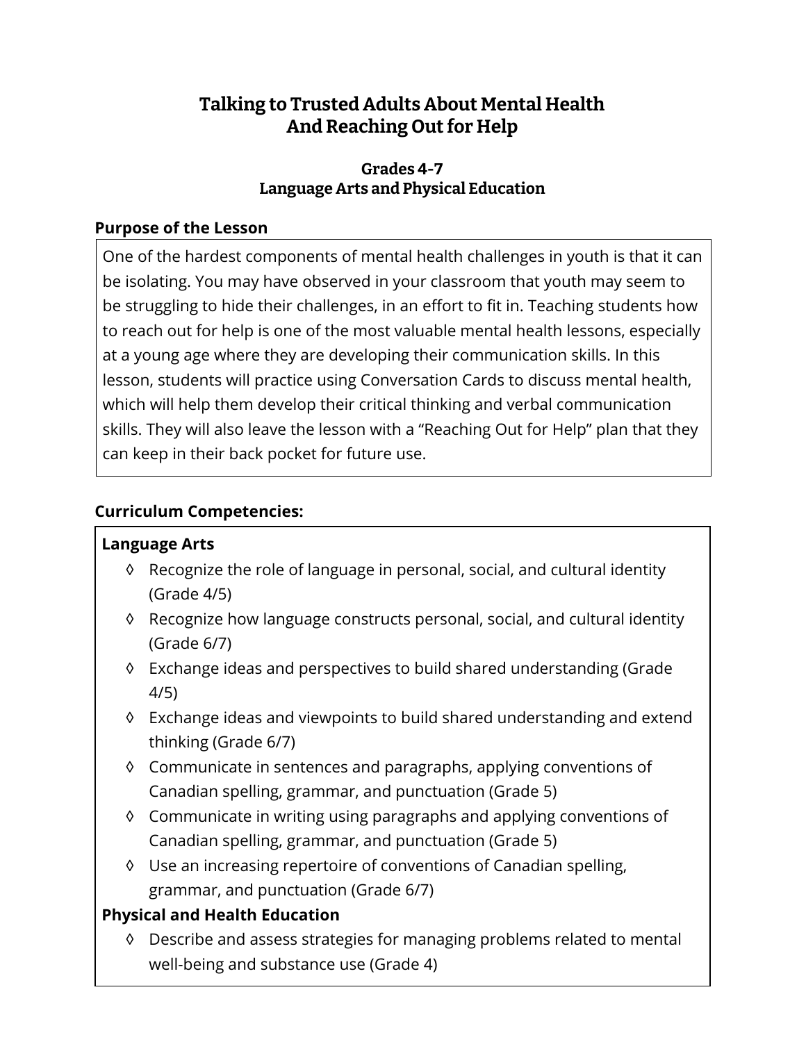# Talking to Trusted Adults About Mental Health And Reaching Out for Help

## Grades 4-7
## Language Arts and Physical Education

**Purpose of the Lesson**

One of the hardest components of mental health challenges in youth is that it can be isolating. You may have observed in your classroom that youth may seem to be struggling to hide their challenges, in an effort to fit in. Teaching students how to reach out for help is one of the most valuable mental health lessons, especially at a young age where they are developing their communication skills. In this lesson, students will practice using Conversation Cards to discuss mental health, which will help them develop their critical thinking and verbal communication skills. They will also leave the lesson with a "Reaching Out for Help" plan that they can keep in their back pocket for future use.

**Curriculum Competencies:**

**Language Arts**

- ◊ Recognize the role of language in personal, social, and cultural identity (Grade 4/5)
- ◊ Recognize how language constructs personal, social, and cultural identity (Grade 6/7)
- ◊ Exchange ideas and perspectives to build shared understanding (Grade 4/5)
- ◊ Exchange ideas and viewpoints to build shared understanding and extend thinking (Grade 6/7)
- ◊ Communicate in sentences and paragraphs, applying conventions of Canadian spelling, grammar, and punctuation (Grade 5)
- ◊ Communicate in writing using paragraphs and applying conventions of Canadian spelling, grammar, and punctuation (Grade 5)
- ◊ Use an increasing repertoire of conventions of Canadian spelling, grammar, and punctuation (Grade 6/7)

**Physical and Health Education**

- ◊ Describe and assess strategies for managing problems related to mental well-being and substance use (Grade 4)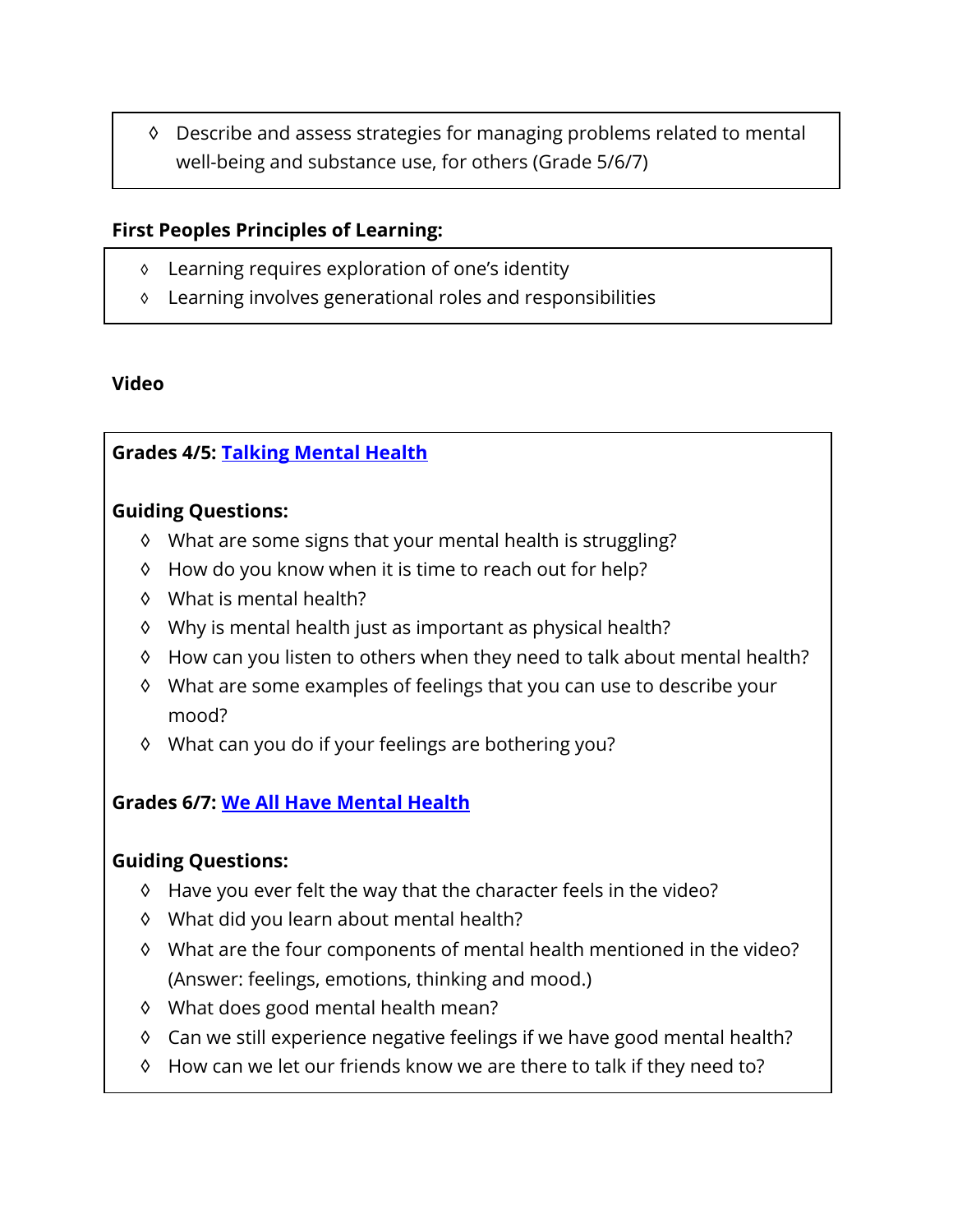- Describe and assess strategies for managing problems related to mental well-being and substance use, for others (Grade 5/6/7)

**First Peoples Principles of Learning:**

- Learning requires exploration of one's identity
- Learning involves generational roles and responsibilities

**Video**

**Grades 4/5: Talking Mental Health**

**Guiding Questions:**

- What are some signs that your mental health is struggling?
- How do you know when it is time to reach out for help?
- What is mental health?
- Why is mental health just as important as physical health?
- How can you listen to others when they need to talk about mental health?
- What are some examples of feelings that you can use to describe your mood?
- What can you do if your feelings are bothering you?

**Grades 6/7: We All Have Mental Health**

**Guiding Questions:**

- Have you ever felt the way that the character feels in the video?
- What did you learn about mental health?
- What are the four components of mental health mentioned in the video? (Answer: feelings, emotions, thinking and mood.)
- What does good mental health mean?
- Can we still experience negative feelings if we have good mental health?
- How can we let our friends know we are there to talk if they need to?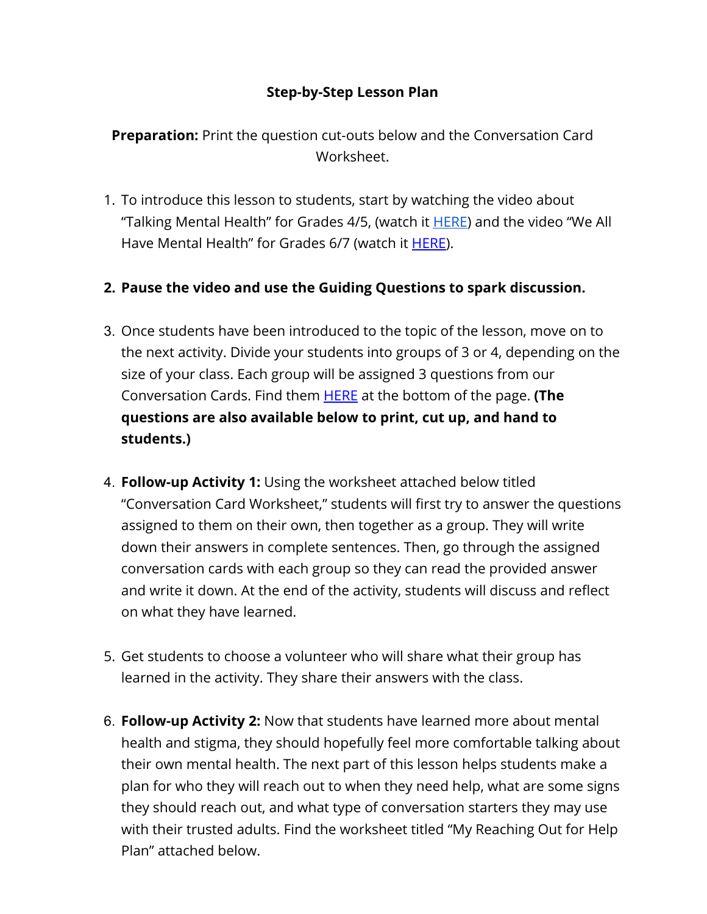**Step-by-Step Lesson Plan**

**Preparation:** Print the question cut-outs below and the Conversation Card Worksheet.

1. To introduce this lesson to students, start by watching the video about "Talking Mental Health" for Grades 4/5, (watch it HERE) and the video "We All Have Mental Health" for Grades 6/7 (watch it HERE).

2. **Pause the video and use the Guiding Questions to spark discussion.**

3. Once students have been introduced to the topic of the lesson, move on to the next activity. Divide your students into groups of 3 or 4, depending on the size of your class. Each group will be assigned 3 questions from our Conversation Cards. Find them HERE at the bottom of the page. **(The questions are also available below to print, cut up, and hand to students.)**

4. **Follow-up Activity 1:** Using the worksheet attached below titled "Conversation Card Worksheet," students will first try to answer the questions assigned to them on their own, then together as a group. They will write down their answers in complete sentences. Then, go through the assigned conversation cards with each group so they can read the provided answer and write it down. At the end of the activity, students will discuss and reflect on what they have learned.

5. Get students to choose a volunteer who will share what their group has learned in the activity. They share their answers with the class.

6. **Follow-up Activity 2:** Now that students have learned more about mental health and stigma, they should hopefully feel more comfortable talking about their own mental health. The next part of this lesson helps students make a plan for who they will reach out to when they need help, what are some signs they should reach out, and what type of conversation starters they may use with their trusted adults. Find the worksheet titled "My Reaching Out for Help Plan" attached below.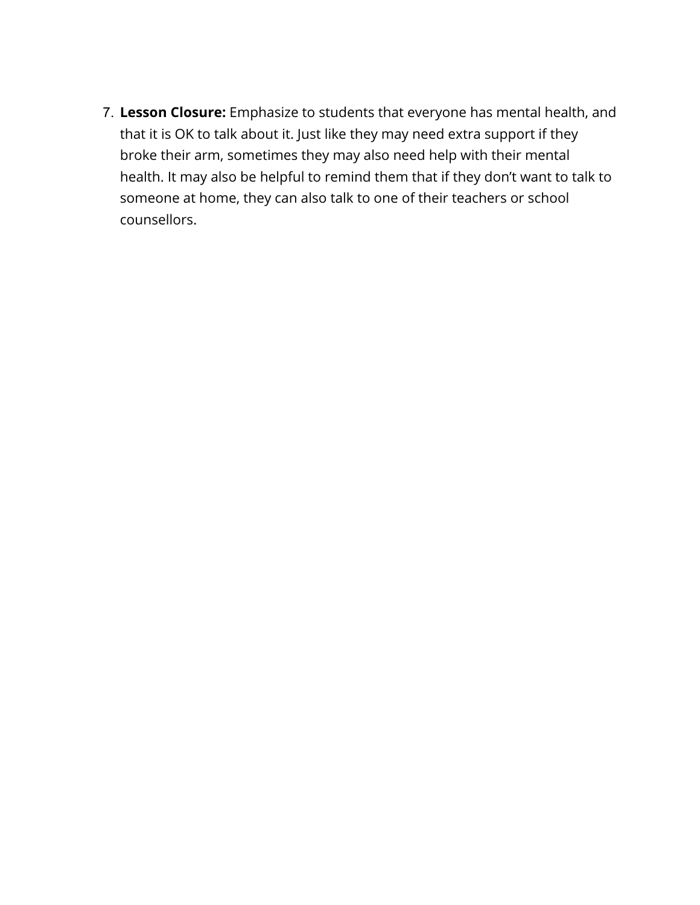7. **Lesson Closure:** Emphasize to students that everyone has mental health, and that it is OK to talk about it. Just like they may need extra support if they broke their arm, sometimes they may also need help with their mental health. It may also be helpful to remind them that if they don't want to talk to someone at home, they can also talk to one of their teachers or school counsellors.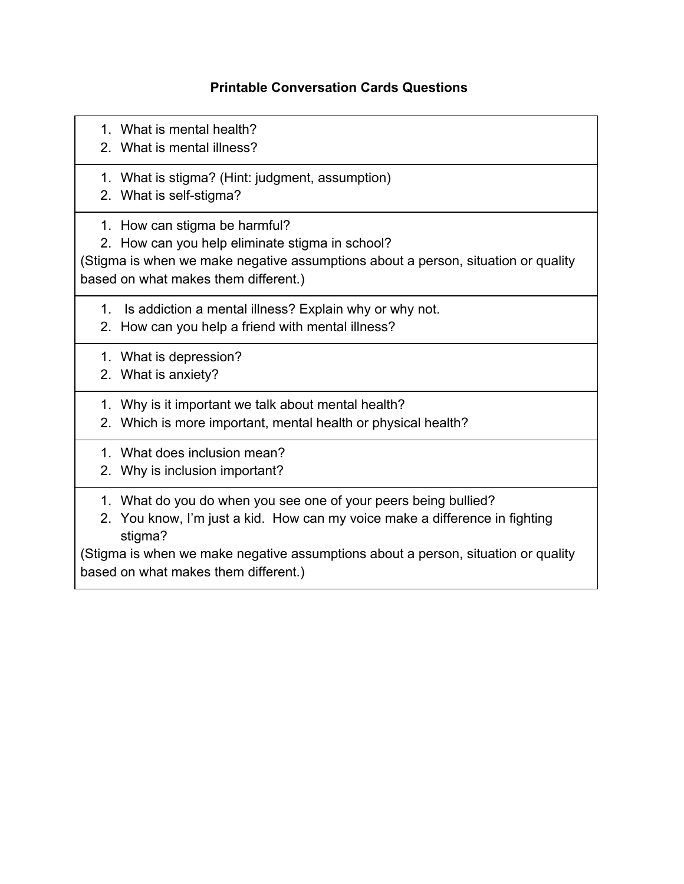**Printable Conversation Cards Questions**

---

1. What is mental health?
2. What is mental illness?

---

1. What is stigma? (Hint: judgment, assumption)
2. What is self-stigma?

---

1. How can stigma be harmful?
2. How can you help eliminate stigma in school?

(Stigma is when we make negative assumptions about a person, situation or quality based on what makes them different.)

---

1. Is addiction a mental illness? Explain why or why not.
2. How can you help a friend with mental illness?

---

1. What is depression?
2. What is anxiety?

---

1. Why is it important we talk about mental health?
2. Which is more important, mental health or physical health?

---

1. What does inclusion mean?
2. Why is inclusion important?

---

1. What do you do when you see one of your peers being bullied?
2. You know, I'm just a kid. How can my voice make a difference in fighting stigma?

(Stigma is when we make negative assumptions about a person, situation or quality based on what makes them different.)

---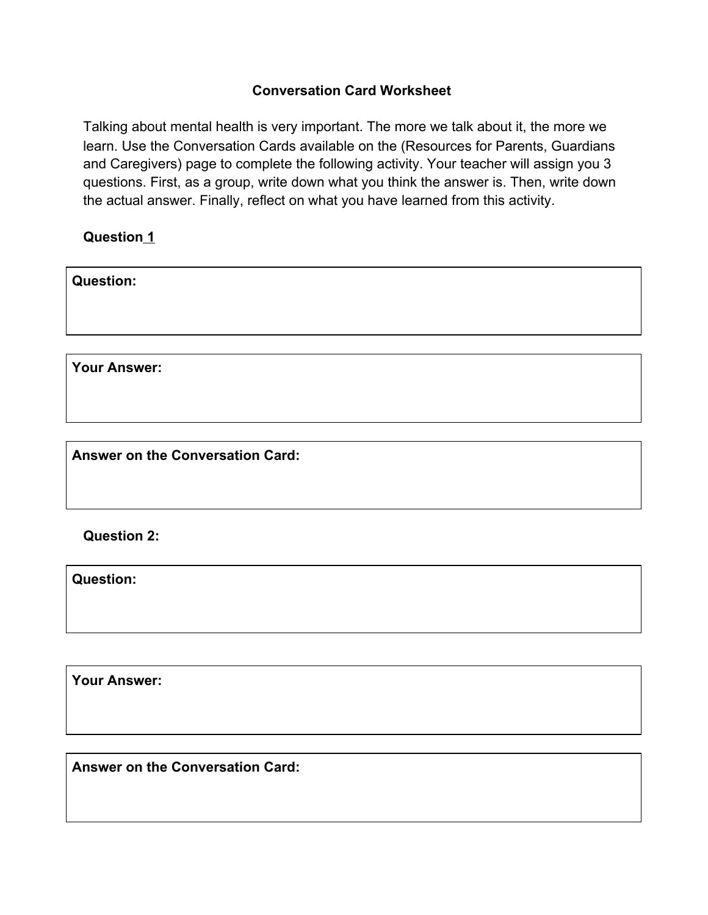## Conversation Card Worksheet

Talking about mental health is very important. The more we talk about it, the more we learn. Use the Conversation Cards available on the (Resources for Parents, Guardians and Caregivers) page to complete the following activity. Your teacher will assign you 3 questions. First, as a group, write down what you think the answer is. Then, write down the actual answer. Finally, reflect on what you have learned from this activity.

**Question 1**

| **Question:** |
|---|
| |

| **Your Answer:** |
|---|
| |

| **Answer on the Conversation Card:** |
|---|
| |

**Question 2:**

| **Question:** |
|---|
| |

| **Your Answer:** |
|---|
| |

| **Answer on the Conversation Card:** |
|---|
| |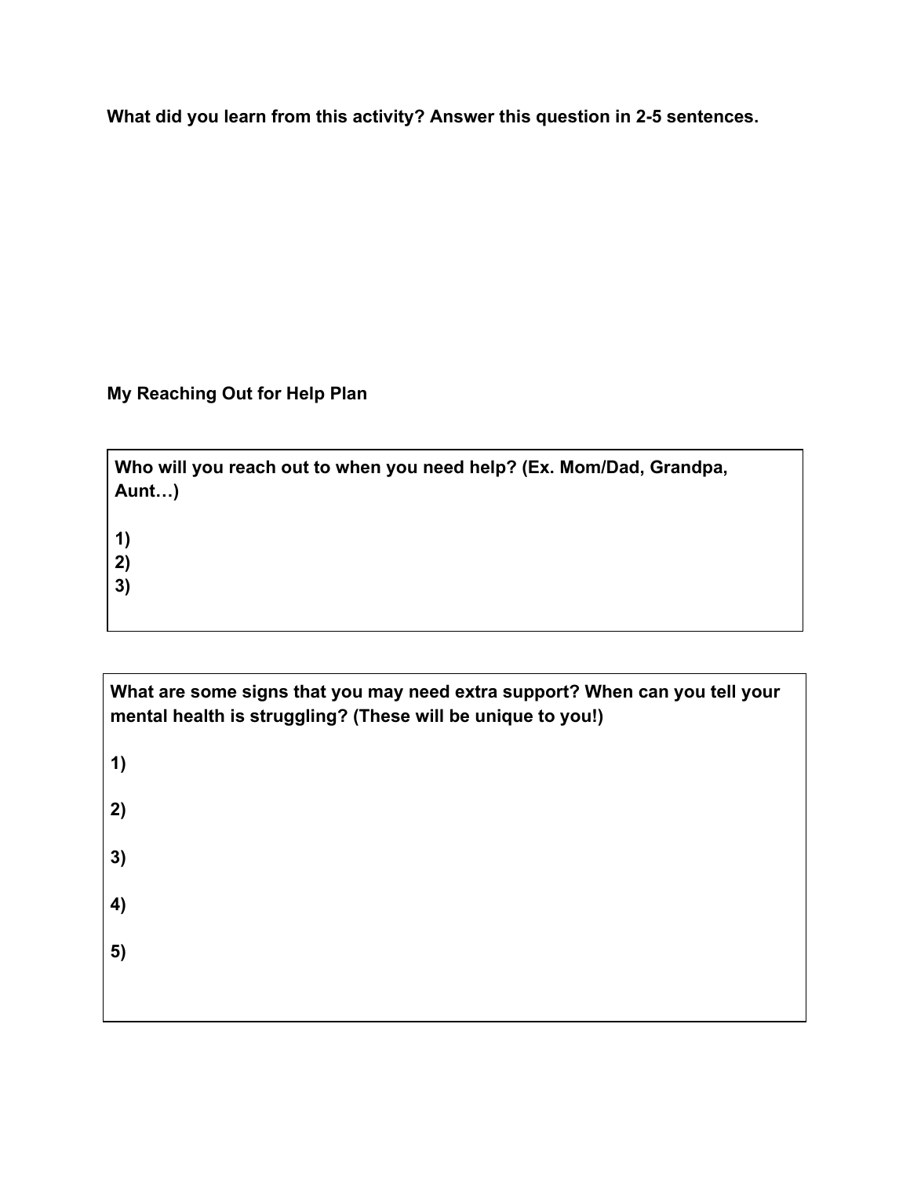**What did you learn from this activity? Answer this question in 2-5 sentences.**

**My Reaching Out for Help Plan**

**Who will you reach out to when you need help? (Ex. Mom/Dad, Grandpa, Aunt…)**

**1)**
**2)**
**3)**

**What are some signs that you may need extra support? When can you tell your mental health is struggling? (These will be unique to you!)**

**1)**

**2)**

**3)**

**4)**

**5)**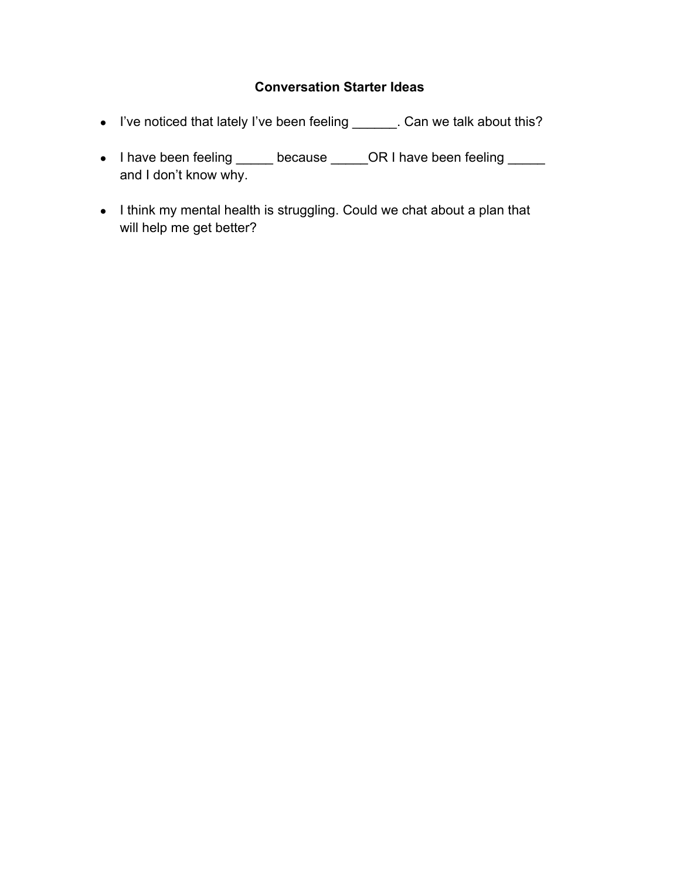## Conversation Starter Ideas

- I’ve noticed that lately I’ve been feeling ______. Can we talk about this?
- I have been feeling _____ because _____OR I have been feeling _____ and I don’t know why.
- I think my mental health is struggling. Could we chat about a plan that will help me get better?